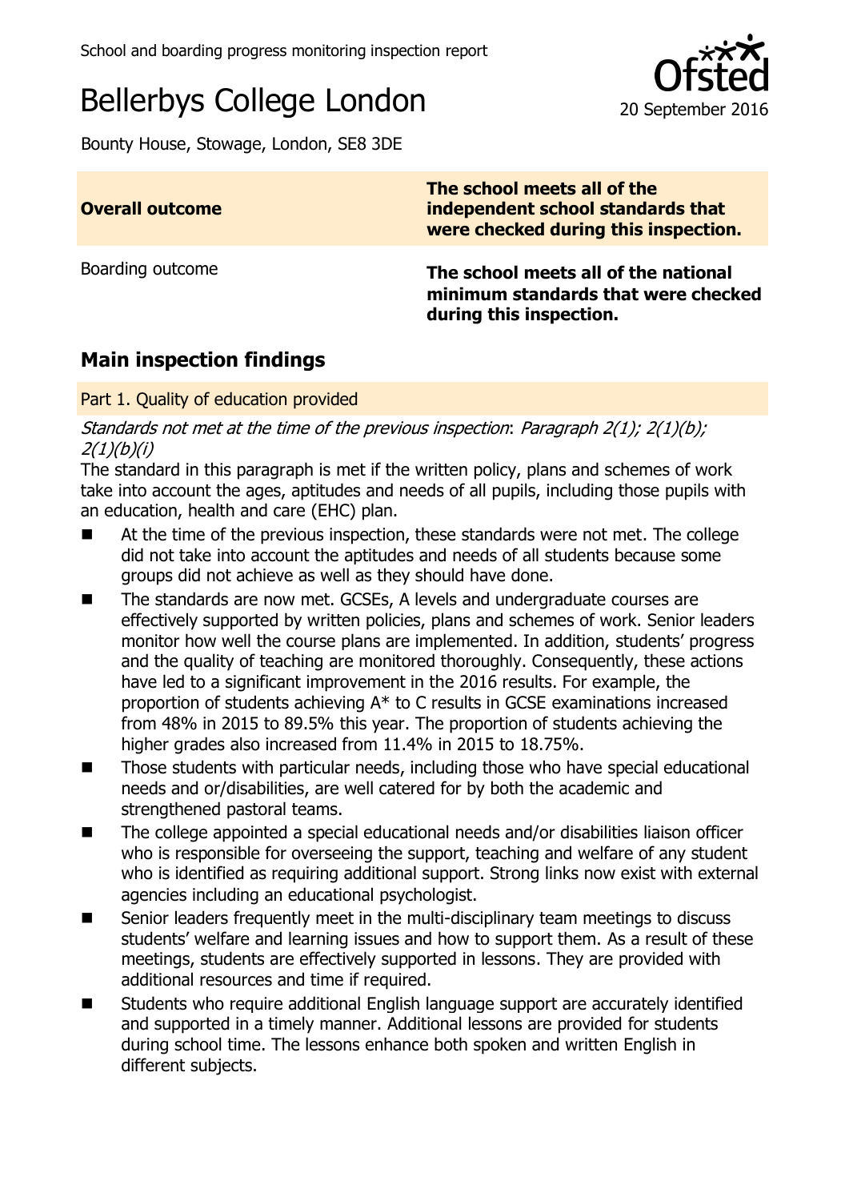School and boarding progress monitoring inspection report

# Bellerbys College London

20 September 2016

Bounty House, Stowage, London, SE8 3DE

| **Overall outcome** | **The school meets all of the independent school standards that were checked during this inspection.** |
| --- | --- |
| Boarding outcome | **The school meets all of the national minimum standards that were checked during this inspection.** |

## Main inspection findings

### Part 1. Quality of education provided

*Standards not met at the time of the previous inspection*: *Paragraph 2(1); 2(1)(b); 2(1)(b)(i)*

The standard in this paragraph is met if the written policy, plans and schemes of work take into account the ages, aptitudes and needs of all pupils, including those pupils with an education, health and care (EHC) plan.

- At the time of the previous inspection, these standards were not met. The college did not take into account the aptitudes and needs of all students because some groups did not achieve as well as they should have done.
- The standards are now met. GCSEs, A levels and undergraduate courses are effectively supported by written policies, plans and schemes of work. Senior leaders monitor how well the course plans are implemented. In addition, students' progress and the quality of teaching are monitored thoroughly. Consequently, these actions have led to a significant improvement in the 2016 results. For example, the proportion of students achieving A* to C results in GCSE examinations increased from 48% in 2015 to 89.5% this year. The proportion of students achieving the higher grades also increased from 11.4% in 2015 to 18.75%.
- Those students with particular needs, including those who have special educational needs and or/disabilities, are well catered for by both the academic and strengthened pastoral teams.
- The college appointed a special educational needs and/or disabilities liaison officer who is responsible for overseeing the support, teaching and welfare of any student who is identified as requiring additional support. Strong links now exist with external agencies including an educational psychologist.
- Senior leaders frequently meet in the multi-disciplinary team meetings to discuss students' welfare and learning issues and how to support them. As a result of these meetings, students are effectively supported in lessons. They are provided with additional resources and time if required.
- Students who require additional English language support are accurately identified and supported in a timely manner. Additional lessons are provided for students during school time. The lessons enhance both spoken and written English in different subjects.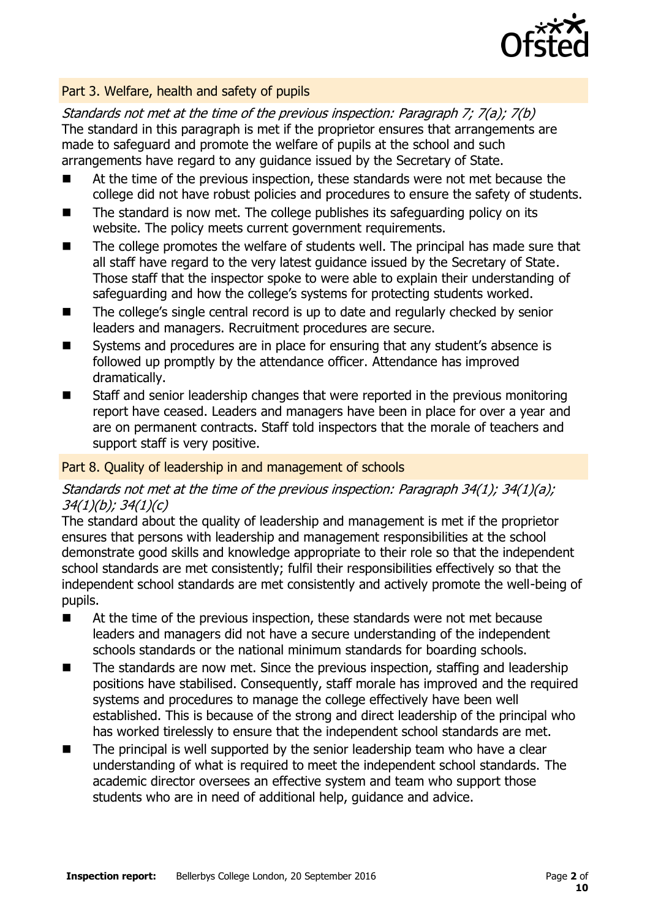## Part 3. Welfare, health and safety of pupils

*Standards not met at the time of the previous inspection: Paragraph 7; 7(a); 7(b)*

The standard in this paragraph is met if the proprietor ensures that arrangements are made to safeguard and promote the welfare of pupils at the school and such arrangements have regard to any guidance issued by the Secretary of State.

- At the time of the previous inspection, these standards were not met because the college did not have robust policies and procedures to ensure the safety of students.
- The standard is now met. The college publishes its safeguarding policy on its website. The policy meets current government requirements.
- The college promotes the welfare of students well. The principal has made sure that all staff have regard to the very latest guidance issued by the Secretary of State. Those staff that the inspector spoke to were able to explain their understanding of safeguarding and how the college's systems for protecting students worked.
- The college's single central record is up to date and regularly checked by senior leaders and managers. Recruitment procedures are secure.
- Systems and procedures are in place for ensuring that any student's absence is followed up promptly by the attendance officer. Attendance has improved dramatically.
- Staff and senior leadership changes that were reported in the previous monitoring report have ceased. Leaders and managers have been in place for over a year and are on permanent contracts. Staff told inspectors that the morale of teachers and support staff is very positive.

## Part 8. Quality of leadership in and management of schools

*Standards not met at the time of the previous inspection: Paragraph 34(1); 34(1)(a); 34(1)(b); 34(1)(c)*

The standard about the quality of leadership and management is met if the proprietor ensures that persons with leadership and management responsibilities at the school demonstrate good skills and knowledge appropriate to their role so that the independent school standards are met consistently; fulfil their responsibilities effectively so that the independent school standards are met consistently and actively promote the well-being of pupils.

- At the time of the previous inspection, these standards were not met because leaders and managers did not have a secure understanding of the independent schools standards or the national minimum standards for boarding schools.
- The standards are now met. Since the previous inspection, staffing and leadership positions have stabilised. Consequently, staff morale has improved and the required systems and procedures to manage the college effectively have been well established. This is because of the strong and direct leadership of the principal who has worked tirelessly to ensure that the independent school standards are met.
- The principal is well supported by the senior leadership team who have a clear understanding of what is required to meet the independent school standards. The academic director oversees an effective system and team who support those students who are in need of additional help, guidance and advice.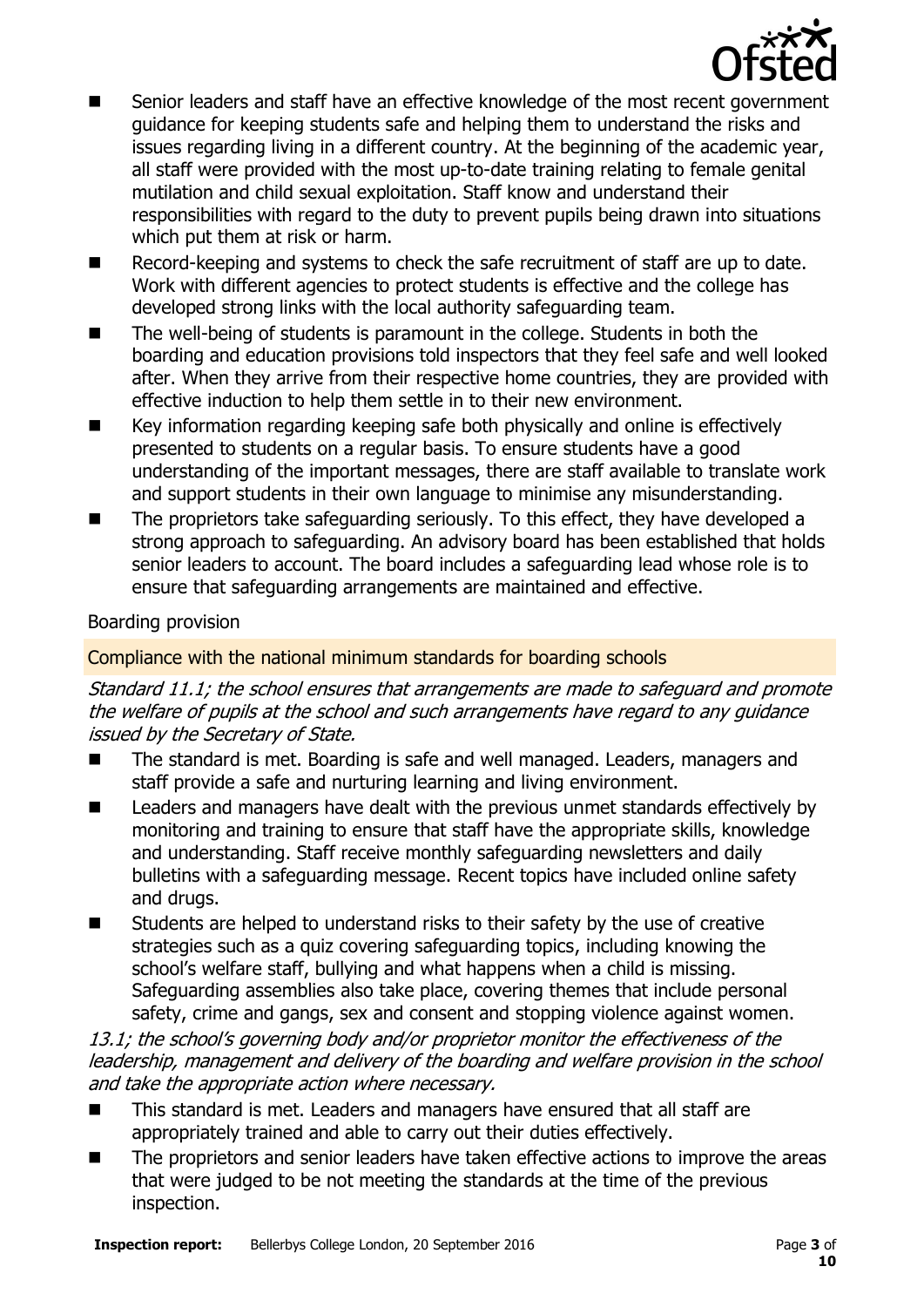- Senior leaders and staff have an effective knowledge of the most recent government guidance for keeping students safe and helping them to understand the risks and issues regarding living in a different country. At the beginning of the academic year, all staff were provided with the most up-to-date training relating to female genital mutilation and child sexual exploitation. Staff know and understand their responsibilities with regard to the duty to prevent pupils being drawn into situations which put them at risk or harm.
- Record-keeping and systems to check the safe recruitment of staff are up to date. Work with different agencies to protect students is effective and the college has developed strong links with the local authority safeguarding team.
- The well-being of students is paramount in the college. Students in both the boarding and education provisions told inspectors that they feel safe and well looked after. When they arrive from their respective home countries, they are provided with effective induction to help them settle in to their new environment.
- Key information regarding keeping safe both physically and online is effectively presented to students on a regular basis. To ensure students have a good understanding of the important messages, there are staff available to translate work and support students in their own language to minimise any misunderstanding.
- The proprietors take safeguarding seriously. To this effect, they have developed a strong approach to safeguarding. An advisory board has been established that holds senior leaders to account. The board includes a safeguarding lead whose role is to ensure that safeguarding arrangements are maintained and effective.

Boarding provision

## Compliance with the national minimum standards for boarding schools

*Standard 11.1; the school ensures that arrangements are made to safeguard and promote the welfare of pupils at the school and such arrangements have regard to any guidance issued by the Secretary of State.*

- The standard is met. Boarding is safe and well managed. Leaders, managers and staff provide a safe and nurturing learning and living environment.
- Leaders and managers have dealt with the previous unmet standards effectively by monitoring and training to ensure that staff have the appropriate skills, knowledge and understanding. Staff receive monthly safeguarding newsletters and daily bulletins with a safeguarding message. Recent topics have included online safety and drugs.
- Students are helped to understand risks to their safety by the use of creative strategies such as a quiz covering safeguarding topics, including knowing the school's welfare staff, bullying and what happens when a child is missing. Safeguarding assemblies also take place, covering themes that include personal safety, crime and gangs, sex and consent and stopping violence against women.

*13.1; the school's governing body and/or proprietor monitor the effectiveness of the leadership, management and delivery of the boarding and welfare provision in the school and take the appropriate action where necessary.*

- This standard is met. Leaders and managers have ensured that all staff are appropriately trained and able to carry out their duties effectively.
- The proprietors and senior leaders have taken effective actions to improve the areas that were judged to be not meeting the standards at the time of the previous inspection.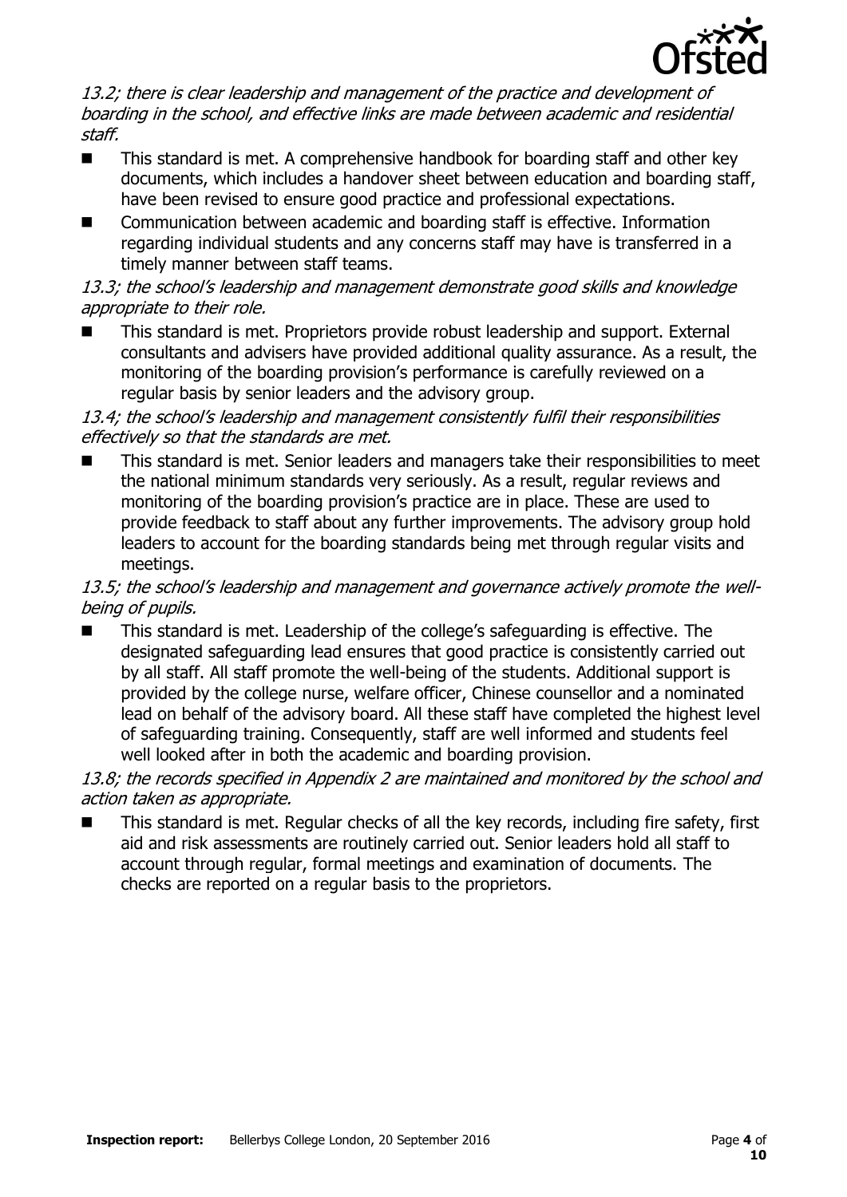*13.2; there is clear leadership and management of the practice and development of boarding in the school, and effective links are made between academic and residential staff.*

- This standard is met. A comprehensive handbook for boarding staff and other key documents, which includes a handover sheet between education and boarding staff, have been revised to ensure good practice and professional expectations.
- Communication between academic and boarding staff is effective. Information regarding individual students and any concerns staff may have is transferred in a timely manner between staff teams.

*13.3; the school's leadership and management demonstrate good skills and knowledge appropriate to their role.*

- This standard is met. Proprietors provide robust leadership and support. External consultants and advisers have provided additional quality assurance. As a result, the monitoring of the boarding provision's performance is carefully reviewed on a regular basis by senior leaders and the advisory group.

*13.4; the school's leadership and management consistently fulfil their responsibilities effectively so that the standards are met.*

- This standard is met. Senior leaders and managers take their responsibilities to meet the national minimum standards very seriously. As a result, regular reviews and monitoring of the boarding provision's practice are in place. These are used to provide feedback to staff about any further improvements. The advisory group hold leaders to account for the boarding standards being met through regular visits and meetings.

*13.5; the school's leadership and management and governance actively promote the well-being of pupils.*

- This standard is met. Leadership of the college's safeguarding is effective. The designated safeguarding lead ensures that good practice is consistently carried out by all staff. All staff promote the well-being of the students. Additional support is provided by the college nurse, welfare officer, Chinese counsellor and a nominated lead on behalf of the advisory board. All these staff have completed the highest level of safeguarding training. Consequently, staff are well informed and students feel well looked after in both the academic and boarding provision.

*13.8; the records specified in Appendix 2 are maintained and monitored by the school and action taken as appropriate.*

- This standard is met. Regular checks of all the key records, including fire safety, first aid and risk assessments are routinely carried out. Senior leaders hold all staff to account through regular, formal meetings and examination of documents. The checks are reported on a regular basis to the proprietors.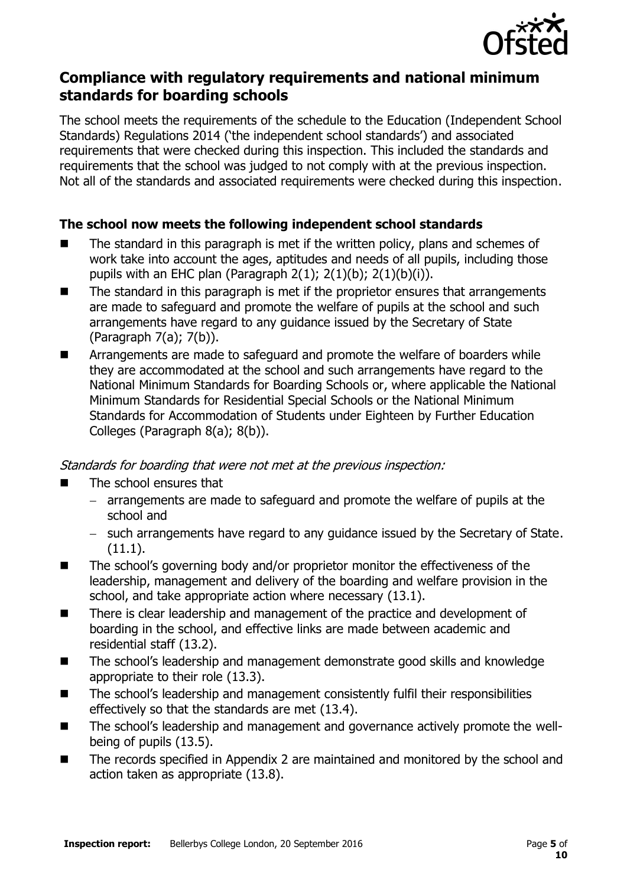## Compliance with regulatory requirements and national minimum standards for boarding schools

The school meets the requirements of the schedule to the Education (Independent School Standards) Regulations 2014 ('the independent school standards') and associated requirements that were checked during this inspection. This included the standards and requirements that the school was judged to not comply with at the previous inspection. Not all of the standards and associated requirements were checked during this inspection.

### The school now meets the following independent school standards

- The standard in this paragraph is met if the written policy, plans and schemes of work take into account the ages, aptitudes and needs of all pupils, including those pupils with an EHC plan (Paragraph 2(1); 2(1)(b); 2(1)(b)(i)).
- The standard in this paragraph is met if the proprietor ensures that arrangements are made to safeguard and promote the welfare of pupils at the school and such arrangements have regard to any guidance issued by the Secretary of State (Paragraph 7(a); 7(b)).
- Arrangements are made to safeguard and promote the welfare of boarders while they are accommodated at the school and such arrangements have regard to the National Minimum Standards for Boarding Schools or, where applicable the National Minimum Standards for Residential Special Schools or the National Minimum Standards for Accommodation of Students under Eighteen by Further Education Colleges (Paragraph 8(a); 8(b)).

*Standards for boarding that were not met at the previous inspection:*

- The school ensures that
  - arrangements are made to safeguard and promote the welfare of pupils at the school and
  - such arrangements have regard to any guidance issued by the Secretary of State. (11.1).
- The school's governing body and/or proprietor monitor the effectiveness of the leadership, management and delivery of the boarding and welfare provision in the school, and take appropriate action where necessary (13.1).
- There is clear leadership and management of the practice and development of boarding in the school, and effective links are made between academic and residential staff (13.2).
- The school's leadership and management demonstrate good skills and knowledge appropriate to their role (13.3).
- The school's leadership and management consistently fulfil their responsibilities effectively so that the standards are met (13.4).
- The school's leadership and management and governance actively promote the well-being of pupils (13.5).
- The records specified in Appendix 2 are maintained and monitored by the school and action taken as appropriate (13.8).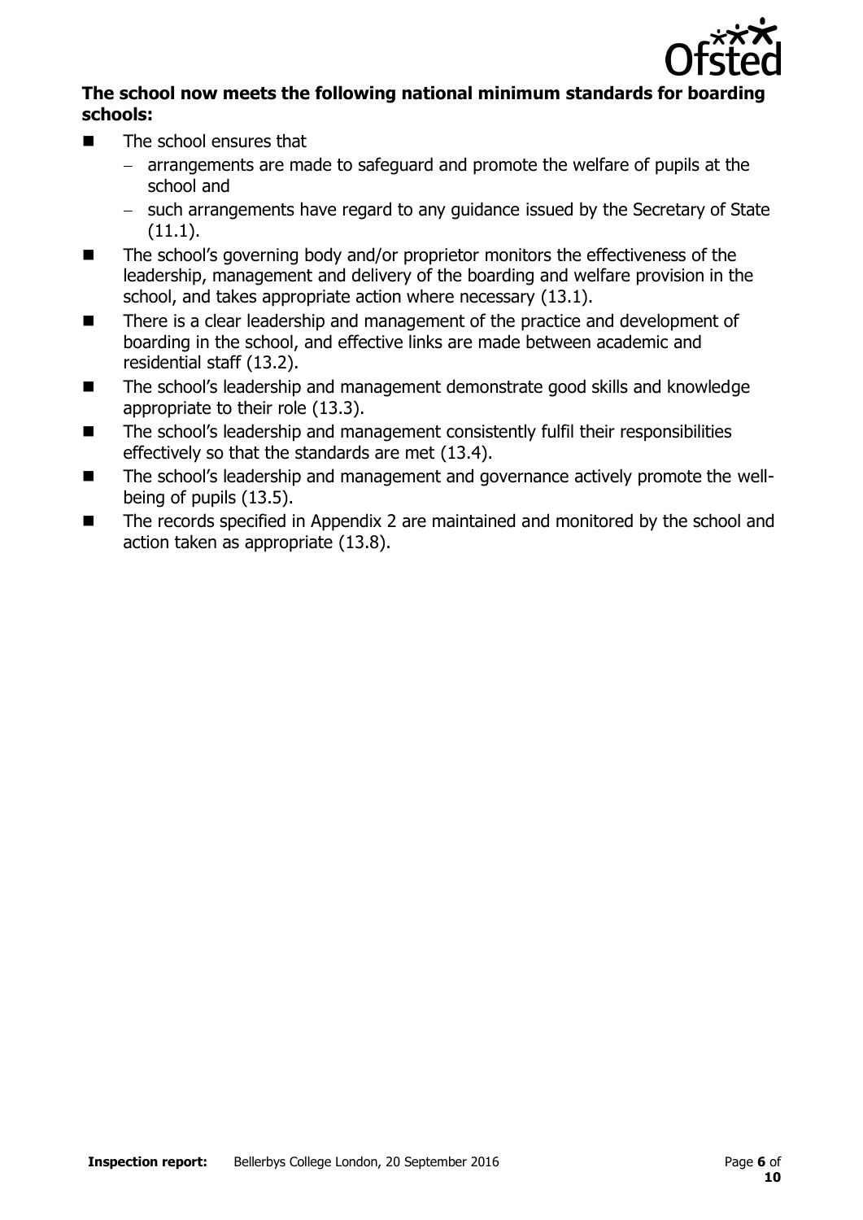**The school now meets the following national minimum standards for boarding schools:**

- The school ensures that
  - arrangements are made to safeguard and promote the welfare of pupils at the school and
  - such arrangements have regard to any guidance issued by the Secretary of State (11.1).
- The school's governing body and/or proprietor monitors the effectiveness of the leadership, management and delivery of the boarding and welfare provision in the school, and takes appropriate action where necessary (13.1).
- There is a clear leadership and management of the practice and development of boarding in the school, and effective links are made between academic and residential staff (13.2).
- The school's leadership and management demonstrate good skills and knowledge appropriate to their role (13.3).
- The school's leadership and management consistently fulfil their responsibilities effectively so that the standards are met (13.4).
- The school's leadership and management and governance actively promote the well-being of pupils (13.5).
- The records specified in Appendix 2 are maintained and monitored by the school and action taken as appropriate (13.8).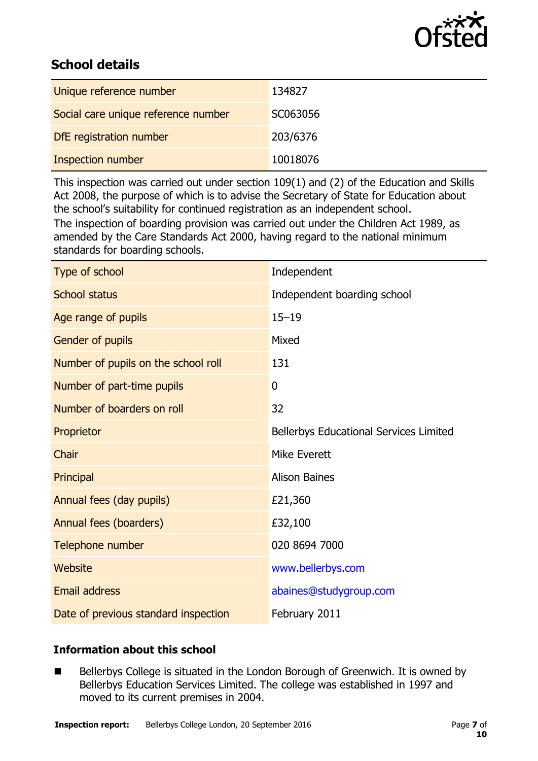## School details

| Unique reference number | 134827 |
|---|---|
| Social care unique reference number | SC063056 |
| DfE registration number | 203/6376 |
| Inspection number | 10018076 |

This inspection was carried out under section 109(1) and (2) of the Education and Skills Act 2008, the purpose of which is to advise the Secretary of State for Education about the school's suitability for continued registration as an independent school.

The inspection of boarding provision was carried out under the Children Act 1989, as amended by the Care Standards Act 2000, having regard to the national minimum standards for boarding schools.

| Type of school | Independent |
|---|---|
| School status | Independent boarding school |
| Age range of pupils | 15–19 |
| Gender of pupils | Mixed |
| Number of pupils on the school roll | 131 |
| Number of part-time pupils | 0 |
| Number of boarders on roll | 32 |
| Proprietor | Bellerbys Educational Services Limited |
| Chair | Mike Everett |
| Principal | Alison Baines |
| Annual fees (day pupils) | £21,360 |
| Annual fees (boarders) | £32,100 |
| Telephone number | 020 8694 7000 |
| Website | www.bellerbys.com |
| Email address | abaines@studygroup.com |
| Date of previous standard inspection | February 2011 |

### Information about this school

- Bellerbys College is situated in the London Borough of Greenwich. It is owned by Bellerbys Education Services Limited. The college was established in 1997 and moved to its current premises in 2004.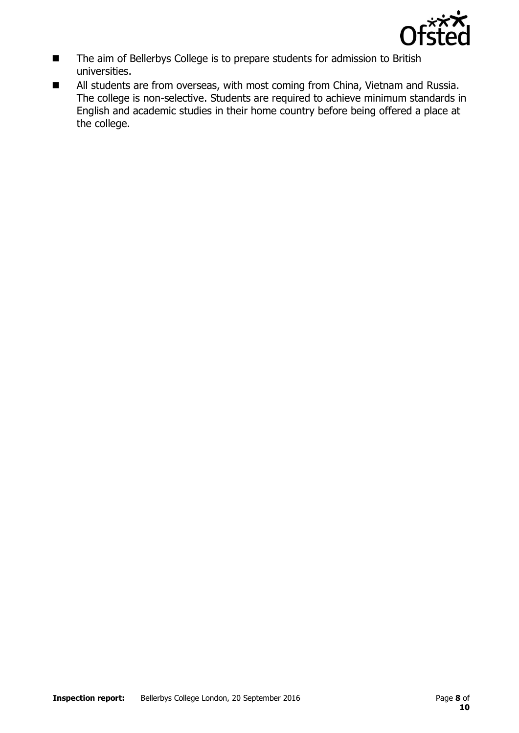- The aim of Bellerbys College is to prepare students for admission to British universities.
- All students are from overseas, with most coming from China, Vietnam and Russia. The college is non-selective. Students are required to achieve minimum standards in English and academic studies in their home country before being offered a place at the college.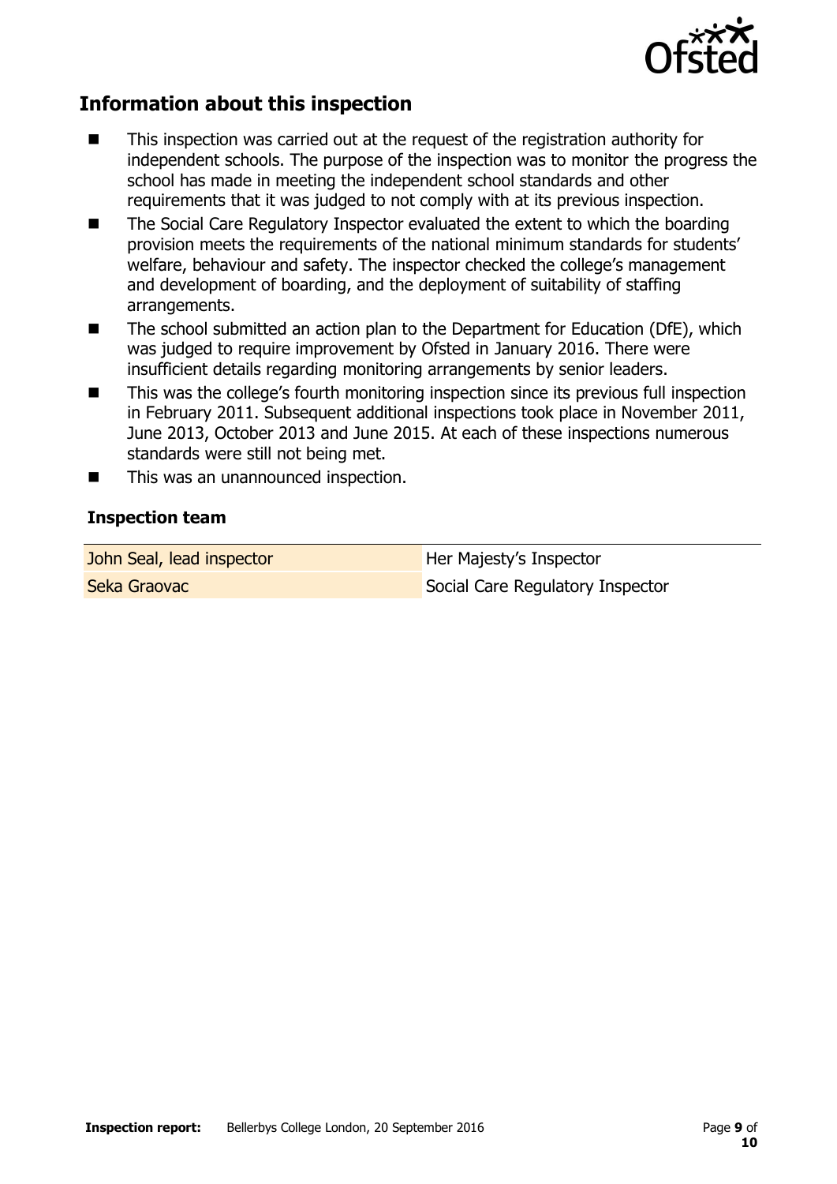## Information about this inspection

- This inspection was carried out at the request of the registration authority for independent schools. The purpose of the inspection was to monitor the progress the school has made in meeting the independent school standards and other requirements that it was judged to not comply with at its previous inspection.
- The Social Care Regulatory Inspector evaluated the extent to which the boarding provision meets the requirements of the national minimum standards for students' welfare, behaviour and safety. The inspector checked the college's management and development of boarding, and the deployment of suitability of staffing arrangements.
- The school submitted an action plan to the Department for Education (DfE), which was judged to require improvement by Ofsted in January 2016. There were insufficient details regarding monitoring arrangements by senior leaders.
- This was the college's fourth monitoring inspection since its previous full inspection in February 2011. Subsequent additional inspections took place in November 2011, June 2013, October 2013 and June 2015. At each of these inspections numerous standards were still not being met.
- This was an unannounced inspection.

### Inspection team

| | |
|---|---|
| John Seal, lead inspector | Her Majesty's Inspector |
| Seka Graovac | Social Care Regulatory Inspector |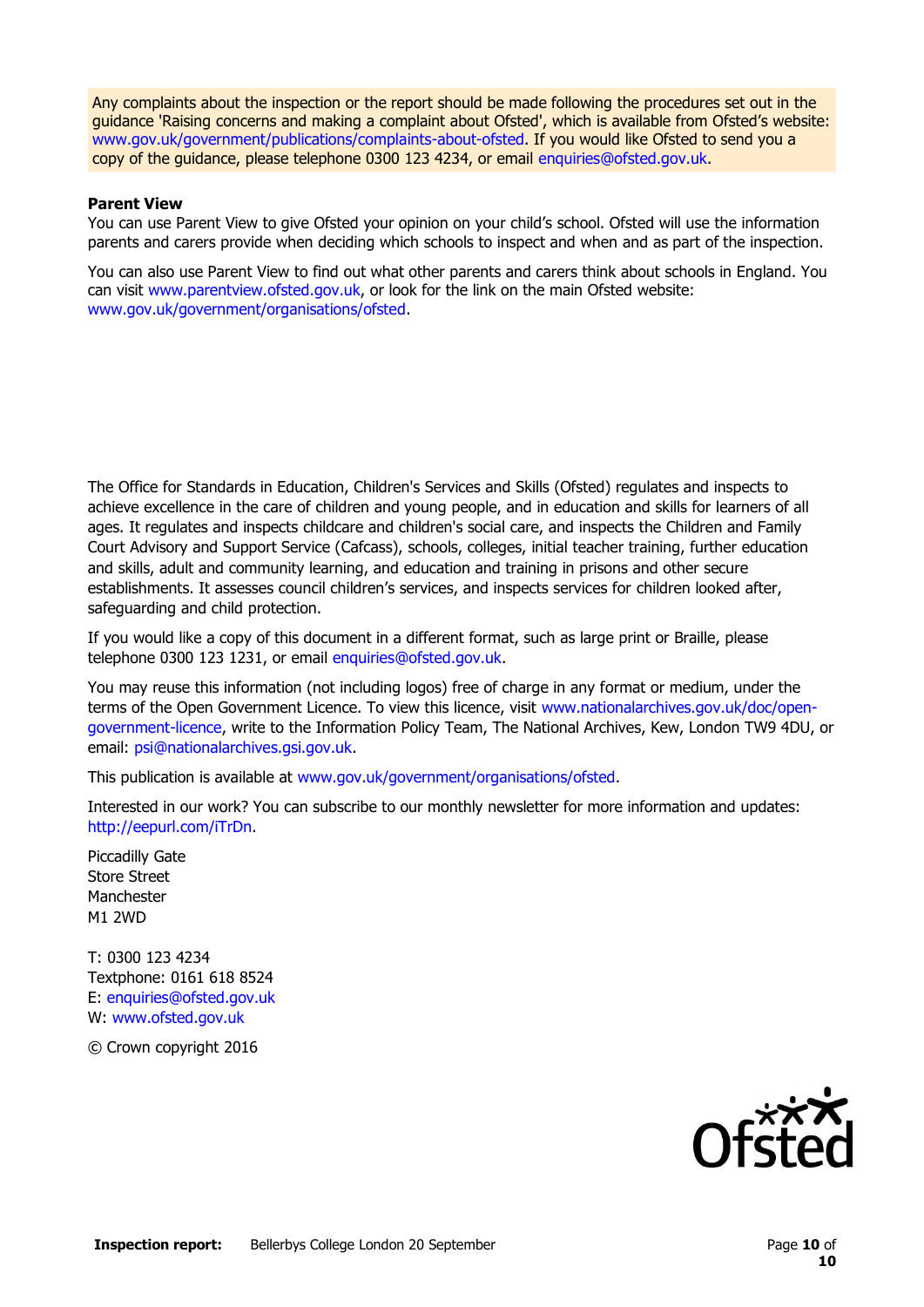Any complaints about the inspection or the report should be made following the procedures set out in the guidance 'Raising concerns and making a complaint about Ofsted', which is available from Ofsted's website: www.gov.uk/government/publications/complaints-about-ofsted. If you would like Ofsted to send you a copy of the guidance, please telephone 0300 123 4234, or email enquiries@ofsted.gov.uk.

**Parent View**

You can use Parent View to give Ofsted your opinion on your child's school. Ofsted will use the information parents and carers provide when deciding which schools to inspect and when and as part of the inspection.

You can also use Parent View to find out what other parents and carers think about schools in England. You can visit www.parentview.ofsted.gov.uk, or look for the link on the main Ofsted website: www.gov.uk/government/organisations/ofsted.

The Office for Standards in Education, Children's Services and Skills (Ofsted) regulates and inspects to achieve excellence in the care of children and young people, and in education and skills for learners of all ages. It regulates and inspects childcare and children's social care, and inspects the Children and Family Court Advisory and Support Service (Cafcass), schools, colleges, initial teacher training, further education and skills, adult and community learning, and education and training in prisons and other secure establishments. It assesses council children's services, and inspects services for children looked after, safeguarding and child protection.

If you would like a copy of this document in a different format, such as large print or Braille, please telephone 0300 123 1231, or email enquiries@ofsted.gov.uk.

You may reuse this information (not including logos) free of charge in any format or medium, under the terms of the Open Government Licence. To view this licence, visit www.nationalarchives.gov.uk/doc/open-government-licence, write to the Information Policy Team, The National Archives, Kew, London TW9 4DU, or email: psi@nationalarchives.gsi.gov.uk.

This publication is available at www.gov.uk/government/organisations/ofsted.

Interested in our work? You can subscribe to our monthly newsletter for more information and updates: http://eepurl.com/iTrDn.

Piccadilly Gate
Store Street
Manchester
M1 2WD

T: 0300 123 4234
Textphone: 0161 618 8524
E: enquiries@ofsted.gov.uk
W: www.ofsted.gov.uk

© Crown copyright 2016